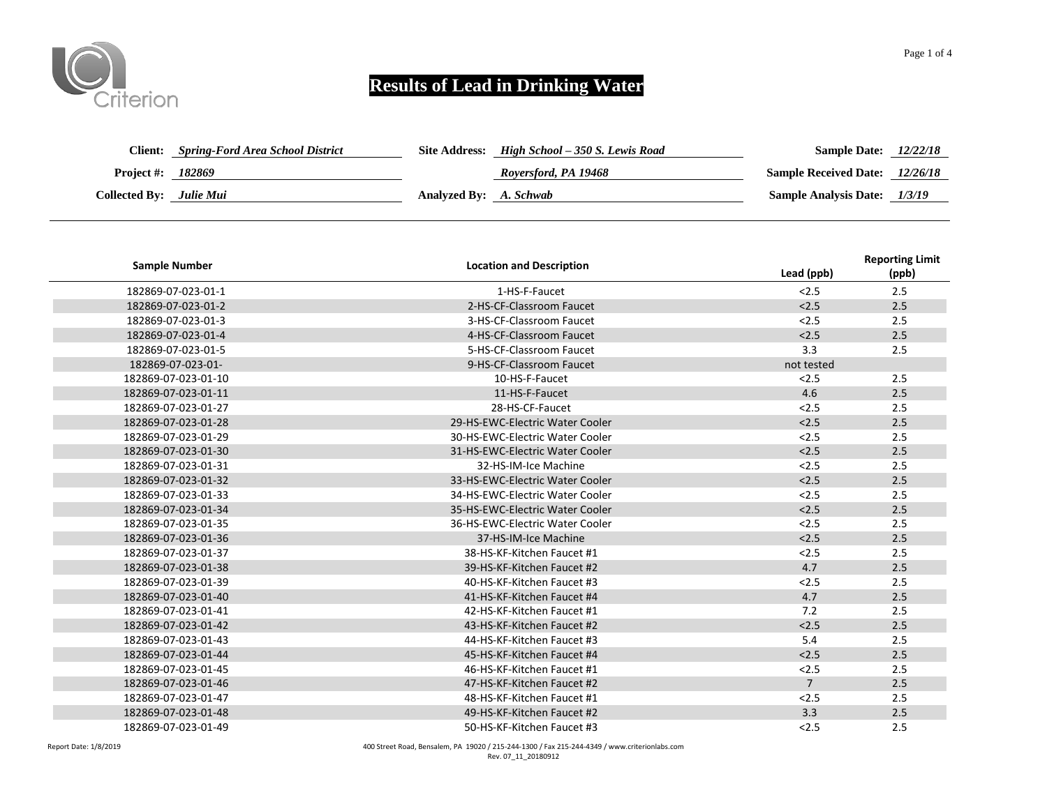Criterion

# Results of Lead in Drinking Water

**Client:** *Spring-Ford Area School District*
**Project #:** *182869*
**Collected By:** *Julie Mui*

**Site Address:** *High School – 350 S. Lewis Road*
*Royersford, PA 19468*
**Analyzed By:** *A. Schwab*

**Sample Date:** *12/22/18*
**Sample Received Date:** *12/26/18*
**Sample Analysis Date:** *1/3/19*

| Sample Number | Location and Description | Lead (ppb) | Reporting Limit (ppb) |
|---|---|---|---|
| 182869-07-023-01-1 | 1-HS-F-Faucet | <2.5 | 2.5 |
| 182869-07-023-01-2 | 2-HS-CF-Classroom Faucet | <2.5 | 2.5 |
| 182869-07-023-01-3 | 3-HS-CF-Classroom Faucet | <2.5 | 2.5 |
| 182869-07-023-01-4 | 4-HS-CF-Classroom Faucet | <2.5 | 2.5 |
| 182869-07-023-01-5 | 5-HS-CF-Classroom Faucet | 3.3 | 2.5 |
| 182869-07-023-01- | 9-HS-CF-Classroom Faucet | not tested | |
| 182869-07-023-01-10 | 10-HS-F-Faucet | <2.5 | 2.5 |
| 182869-07-023-01-11 | 11-HS-F-Faucet | 4.6 | 2.5 |
| 182869-07-023-01-27 | 28-HS-CF-Faucet | <2.5 | 2.5 |
| 182869-07-023-01-28 | 29-HS-EWC-Electric Water Cooler | <2.5 | 2.5 |
| 182869-07-023-01-29 | 30-HS-EWC-Electric Water Cooler | <2.5 | 2.5 |
| 182869-07-023-01-30 | 31-HS-EWC-Electric Water Cooler | <2.5 | 2.5 |
| 182869-07-023-01-31 | 32-HS-IM-Ice Machine | <2.5 | 2.5 |
| 182869-07-023-01-32 | 33-HS-EWC-Electric Water Cooler | <2.5 | 2.5 |
| 182869-07-023-01-33 | 34-HS-EWC-Electric Water Cooler | <2.5 | 2.5 |
| 182869-07-023-01-34 | 35-HS-EWC-Electric Water Cooler | <2.5 | 2.5 |
| 182869-07-023-01-35 | 36-HS-EWC-Electric Water Cooler | <2.5 | 2.5 |
| 182869-07-023-01-36 | 37-HS-IM-Ice Machine | <2.5 | 2.5 |
| 182869-07-023-01-37 | 38-HS-KF-Kitchen Faucet #1 | <2.5 | 2.5 |
| 182869-07-023-01-38 | 39-HS-KF-Kitchen Faucet #2 | 4.7 | 2.5 |
| 182869-07-023-01-39 | 40-HS-KF-Kitchen Faucet #3 | <2.5 | 2.5 |
| 182869-07-023-01-40 | 41-HS-KF-Kitchen Faucet #4 | 4.7 | 2.5 |
| 182869-07-023-01-41 | 42-HS-KF-Kitchen Faucet #1 | 7.2 | 2.5 |
| 182869-07-023-01-42 | 43-HS-KF-Kitchen Faucet #2 | <2.5 | 2.5 |
| 182869-07-023-01-43 | 44-HS-KF-Kitchen Faucet #3 | 5.4 | 2.5 |
| 182869-07-023-01-44 | 45-HS-KF-Kitchen Faucet #4 | <2.5 | 2.5 |
| 182869-07-023-01-45 | 46-HS-KF-Kitchen Faucet #1 | <2.5 | 2.5 |
| 182869-07-023-01-46 | 47-HS-KF-Kitchen Faucet #2 | 7 | 2.5 |
| 182869-07-023-01-47 | 48-HS-KF-Kitchen Faucet #1 | <2.5 | 2.5 |
| 182869-07-023-01-48 | 49-HS-KF-Kitchen Faucet #2 | 3.3 | 2.5 |
| 182869-07-023-01-49 | 50-HS-KF-Kitchen Faucet #3 | <2.5 | 2.5 |

Report Date: 1/8/2019

400 Street Road, Bensalem, PA 19020 / 215-244-1300 / Fax 215-244-4349 / www.criterionlabs.com
Rev. 07_11_20180912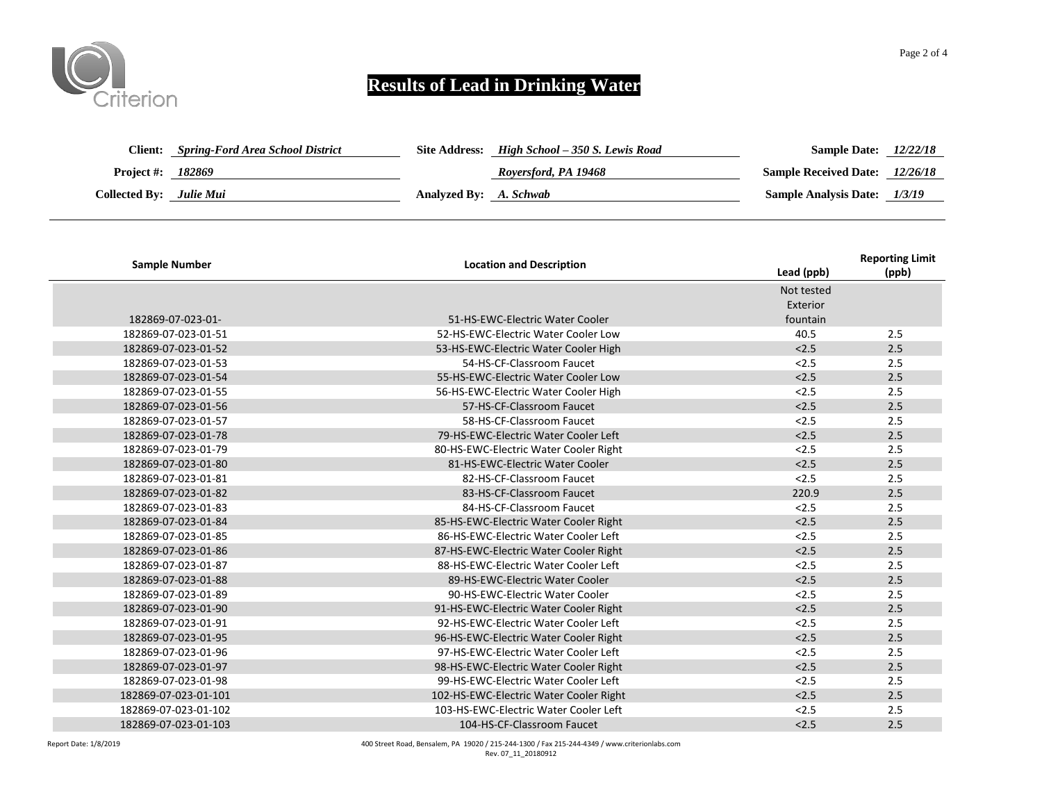# Results of Lead in Drinking Water

**Client:** *Spring-Ford Area School District*
**Project #:** *182869*
**Collected By:** *Julie Mui*

**Site Address:** *High School – 350 S. Lewis Road*
*Royersford, PA 19468*
**Analyzed By:** *A. Schwab*

**Sample Date:** *12/22/18*
**Sample Received Date:** *12/26/18*
**Sample Analysis Date:** *1/3/19*

| Sample Number | Location and Description | Lead (ppb) | Reporting Limit (ppb) |
|---|---|---|---|
| 182869-07-023-01- | 51-HS-EWC-Electric Water Cooler | Not tested Exterior fountain | |
| 182869-07-023-01-51 | 52-HS-EWC-Electric Water Cooler Low | 40.5 | 2.5 |
| 182869-07-023-01-52 | 53-HS-EWC-Electric Water Cooler High | <2.5 | 2.5 |
| 182869-07-023-01-53 | 54-HS-CF-Classroom Faucet | <2.5 | 2.5 |
| 182869-07-023-01-54 | 55-HS-EWC-Electric Water Cooler Low | <2.5 | 2.5 |
| 182869-07-023-01-55 | 56-HS-EWC-Electric Water Cooler High | <2.5 | 2.5 |
| 182869-07-023-01-56 | 57-HS-CF-Classroom Faucet | <2.5 | 2.5 |
| 182869-07-023-01-57 | 58-HS-CF-Classroom Faucet | <2.5 | 2.5 |
| 182869-07-023-01-78 | 79-HS-EWC-Electric Water Cooler Left | <2.5 | 2.5 |
| 182869-07-023-01-79 | 80-HS-EWC-Electric Water Cooler Right | <2.5 | 2.5 |
| 182869-07-023-01-80 | 81-HS-EWC-Electric Water Cooler | <2.5 | 2.5 |
| 182869-07-023-01-81 | 82-HS-CF-Classroom Faucet | <2.5 | 2.5 |
| 182869-07-023-01-82 | 83-HS-CF-Classroom Faucet | 220.9 | 2.5 |
| 182869-07-023-01-83 | 84-HS-CF-Classroom Faucet | <2.5 | 2.5 |
| 182869-07-023-01-84 | 85-HS-EWC-Electric Water Cooler Right | <2.5 | 2.5 |
| 182869-07-023-01-85 | 86-HS-EWC-Electric Water Cooler Left | <2.5 | 2.5 |
| 182869-07-023-01-86 | 87-HS-EWC-Electric Water Cooler Right | <2.5 | 2.5 |
| 182869-07-023-01-87 | 88-HS-EWC-Electric Water Cooler Left | <2.5 | 2.5 |
| 182869-07-023-01-88 | 89-HS-EWC-Electric Water Cooler | <2.5 | 2.5 |
| 182869-07-023-01-89 | 90-HS-EWC-Electric Water Cooler | <2.5 | 2.5 |
| 182869-07-023-01-90 | 91-HS-EWC-Electric Water Cooler Right | <2.5 | 2.5 |
| 182869-07-023-01-91 | 92-HS-EWC-Electric Water Cooler Left | <2.5 | 2.5 |
| 182869-07-023-01-95 | 96-HS-EWC-Electric Water Cooler Right | <2.5 | 2.5 |
| 182869-07-023-01-96 | 97-HS-EWC-Electric Water Cooler Left | <2.5 | 2.5 |
| 182869-07-023-01-97 | 98-HS-EWC-Electric Water Cooler Right | <2.5 | 2.5 |
| 182869-07-023-01-98 | 99-HS-EWC-Electric Water Cooler Left | <2.5 | 2.5 |
| 182869-07-023-01-101 | 102-HS-EWC-Electric Water Cooler Right | <2.5 | 2.5 |
| 182869-07-023-01-102 | 103-HS-EWC-Electric Water Cooler Left | <2.5 | 2.5 |
| 182869-07-023-01-103 | 104-HS-CF-Classroom Faucet | <2.5 | 2.5 |

Report Date: 1/8/2019

400 Street Road, Bensalem, PA 19020 / 215-244-1300 / Fax 215-244-4349 / www.criterionlabs.com
Rev. 07_11_20180912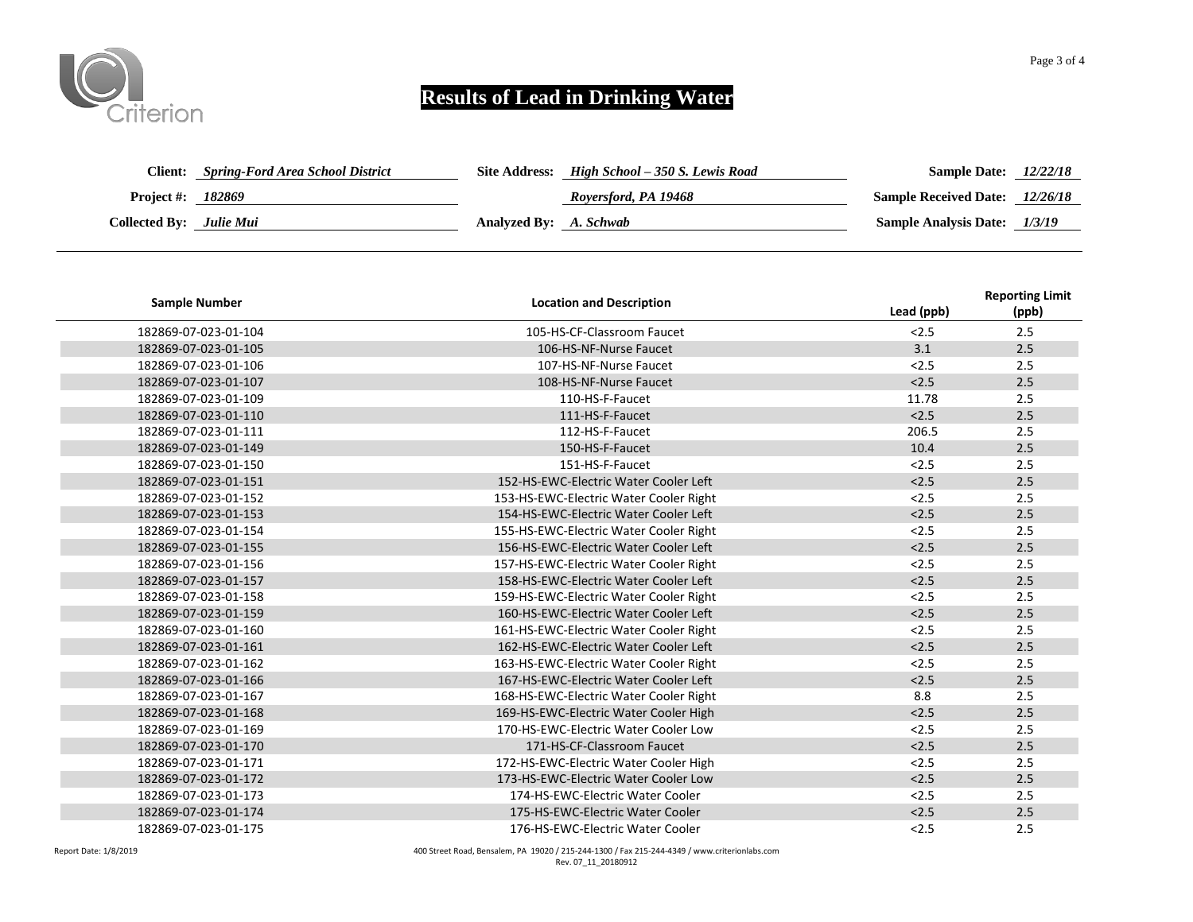Criterion

# Results of Lead in Drinking Water

**Client:** *Spring-Ford Area School District*
**Project #:** *182869*
**Collected By:** *Julie Mui*

**Site Address:** *High School – 350 S. Lewis Road*
*Royersford, PA 19468*
**Analyzed By:** *A. Schwab*

**Sample Date:** *12/22/18*
**Sample Received Date:** *12/26/18*
**Sample Analysis Date:** *1/3/19*

| Sample Number | Location and Description | Lead (ppb) | Reporting Limit (ppb) |
|---|---|---|---|
| 182869-07-023-01-104 | 105-HS-CF-Classroom Faucet | <2.5 | 2.5 |
| 182869-07-023-01-105 | 106-HS-NF-Nurse Faucet | 3.1 | 2.5 |
| 182869-07-023-01-106 | 107-HS-NF-Nurse Faucet | <2.5 | 2.5 |
| 182869-07-023-01-107 | 108-HS-NF-Nurse Faucet | <2.5 | 2.5 |
| 182869-07-023-01-109 | 110-HS-F-Faucet | 11.78 | 2.5 |
| 182869-07-023-01-110 | 111-HS-F-Faucet | <2.5 | 2.5 |
| 182869-07-023-01-111 | 112-HS-F-Faucet | 206.5 | 2.5 |
| 182869-07-023-01-149 | 150-HS-F-Faucet | 10.4 | 2.5 |
| 182869-07-023-01-150 | 151-HS-F-Faucet | <2.5 | 2.5 |
| 182869-07-023-01-151 | 152-HS-EWC-Electric Water Cooler Left | <2.5 | 2.5 |
| 182869-07-023-01-152 | 153-HS-EWC-Electric Water Cooler Right | <2.5 | 2.5 |
| 182869-07-023-01-153 | 154-HS-EWC-Electric Water Cooler Left | <2.5 | 2.5 |
| 182869-07-023-01-154 | 155-HS-EWC-Electric Water Cooler Right | <2.5 | 2.5 |
| 182869-07-023-01-155 | 156-HS-EWC-Electric Water Cooler Left | <2.5 | 2.5 |
| 182869-07-023-01-156 | 157-HS-EWC-Electric Water Cooler Right | <2.5 | 2.5 |
| 182869-07-023-01-157 | 158-HS-EWC-Electric Water Cooler Left | <2.5 | 2.5 |
| 182869-07-023-01-158 | 159-HS-EWC-Electric Water Cooler Right | <2.5 | 2.5 |
| 182869-07-023-01-159 | 160-HS-EWC-Electric Water Cooler Left | <2.5 | 2.5 |
| 182869-07-023-01-160 | 161-HS-EWC-Electric Water Cooler Right | <2.5 | 2.5 |
| 182869-07-023-01-161 | 162-HS-EWC-Electric Water Cooler Left | <2.5 | 2.5 |
| 182869-07-023-01-162 | 163-HS-EWC-Electric Water Cooler Right | <2.5 | 2.5 |
| 182869-07-023-01-166 | 167-HS-EWC-Electric Water Cooler Left | <2.5 | 2.5 |
| 182869-07-023-01-167 | 168-HS-EWC-Electric Water Cooler Right | 8.8 | 2.5 |
| 182869-07-023-01-168 | 169-HS-EWC-Electric Water Cooler High | <2.5 | 2.5 |
| 182869-07-023-01-169 | 170-HS-EWC-Electric Water Cooler Low | <2.5 | 2.5 |
| 182869-07-023-01-170 | 171-HS-CF-Classroom Faucet | <2.5 | 2.5 |
| 182869-07-023-01-171 | 172-HS-EWC-Electric Water Cooler High | <2.5 | 2.5 |
| 182869-07-023-01-172 | 173-HS-EWC-Electric Water Cooler Low | <2.5 | 2.5 |
| 182869-07-023-01-173 | 174-HS-EWC-Electric Water Cooler | <2.5 | 2.5 |
| 182869-07-023-01-174 | 175-HS-EWC-Electric Water Cooler | <2.5 | 2.5 |
| 182869-07-023-01-175 | 176-HS-EWC-Electric Water Cooler | <2.5 | 2.5 |

Report Date: 1/8/2019

400 Street Road, Bensalem, PA 19020 / 215-244-1300 / Fax 215-244-4349 / www.criterionlabs.com
Rev. 07_11_20180912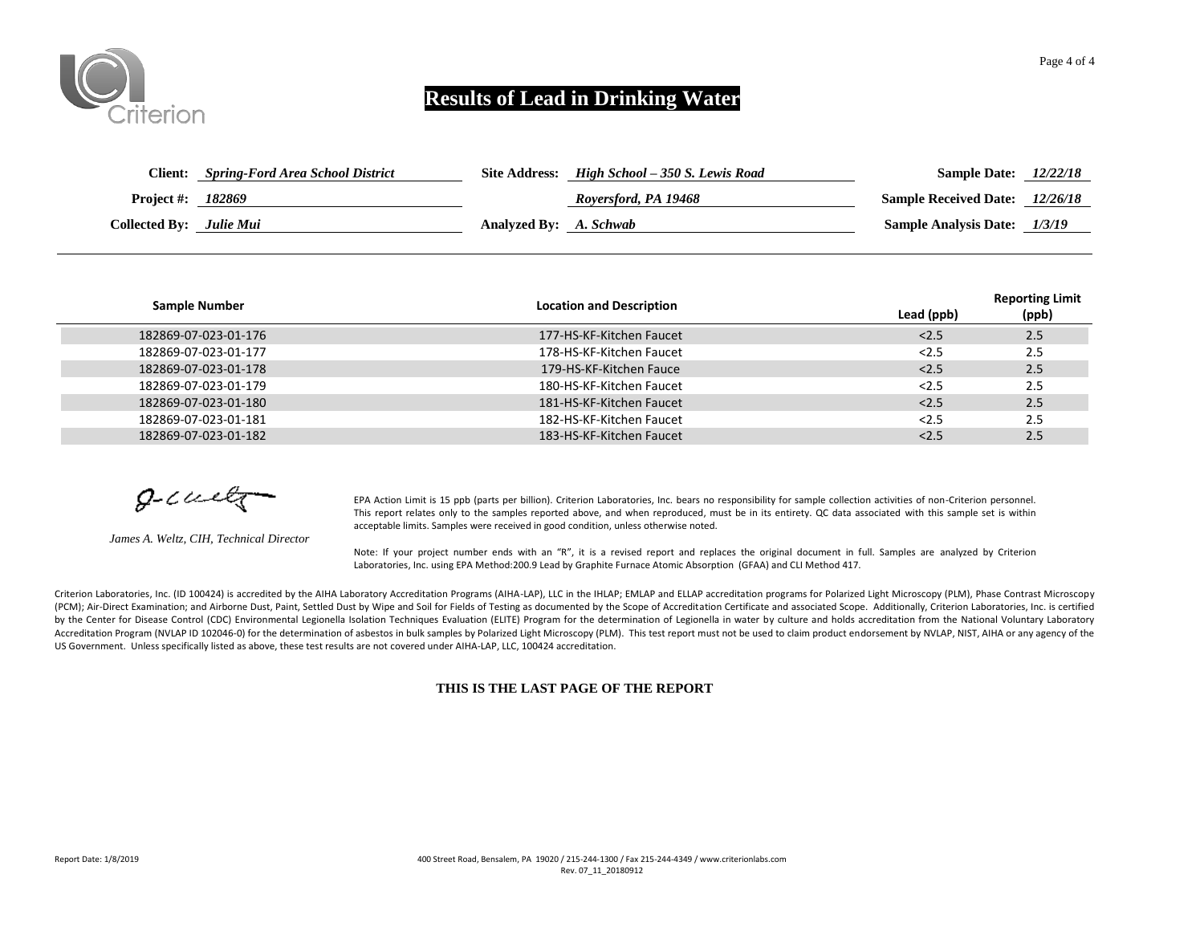Criterion

# Results of Lead in Drinking Water

**Client:** *Spring-Ford Area School District*
**Project #:** *182869*
**Collected By:** *Julie Mui*

**Site Address:** *High School – 350 S. Lewis Road*
*Royersford, PA 19468*
**Analyzed By:** *A. Schwab*

**Sample Date:** *12/22/18*
**Sample Received Date:** *12/26/18*
**Sample Analysis Date:** *1/3/19*

| Sample Number | Location and Description | Lead (ppb) | Reporting Limit (ppb) |
|---|---|---|---|
| 182869-07-023-01-176 | 177-HS-KF-Kitchen Faucet | <2.5 | 2.5 |
| 182869-07-023-01-177 | 178-HS-KF-Kitchen Faucet | <2.5 | 2.5 |
| 182869-07-023-01-178 | 179-HS-KF-Kitchen Fauce | <2.5 | 2.5 |
| 182869-07-023-01-179 | 180-HS-KF-Kitchen Faucet | <2.5 | 2.5 |
| 182869-07-023-01-180 | 181-HS-KF-Kitchen Faucet | <2.5 | 2.5 |
| 182869-07-023-01-181 | 182-HS-KF-Kitchen Faucet | <2.5 | 2.5 |
| 182869-07-023-01-182 | 183-HS-KF-Kitchen Faucet | <2.5 | 2.5 |

*James A. Weltz, CIH, Technical Director*

EPA Action Limit is 15 ppb (parts per billion). Criterion Laboratories, Inc. bears no responsibility for sample collection activities of non-Criterion personnel. This report relates only to the samples reported above, and when reproduced, must be in its entirety. QC data associated with this sample set is within acceptable limits. Samples were received in good condition, unless otherwise noted.

Note: If your project number ends with an "R", it is a revised report and replaces the original document in full. Samples are analyzed by Criterion Laboratories, Inc. using EPA Method:200.9 Lead by Graphite Furnace Atomic Absorption (GFAA) and CLI Method 417.

Criterion Laboratories, Inc. (ID 100424) is accredited by the AIHA Laboratory Accreditation Programs (AIHA-LAP), LLC in the IHLAP; EMLAP and ELLAP accreditation programs for Polarized Light Microscopy (PLM), Phase Contrast Microscopy (PCM); Air-Direct Examination; and Airborne Dust, Paint, Settled Dust by Wipe and Soil for Fields of Testing as documented by the Scope of Accreditation Certificate and associated Scope. Additionally, Criterion Laboratories, Inc. is certified by the Center for Disease Control (CDC) Environmental Legionella Isolation Techniques Evaluation (ELITE) Program for the determination of Legionella in water by culture and holds accreditation from the National Voluntary Laboratory Accreditation Program (NVLAP ID 102046-0) for the determination of asbestos in bulk samples by Polarized Light Microscopy (PLM). This test report must not be used to claim product endorsement by NVLAP, NIST, AIHA or any agency of the US Government. Unless specifically listed as above, these test results are not covered under AIHA-LAP, LLC, 100424 accreditation.

**THIS IS THE LAST PAGE OF THE REPORT**

Report Date: 1/8/2019

400 Street Road, Bensalem, PA 19020 / 215-244-1300 / Fax 215-244-4349 / www.criterionlabs.com
Rev. 07_11_20180912